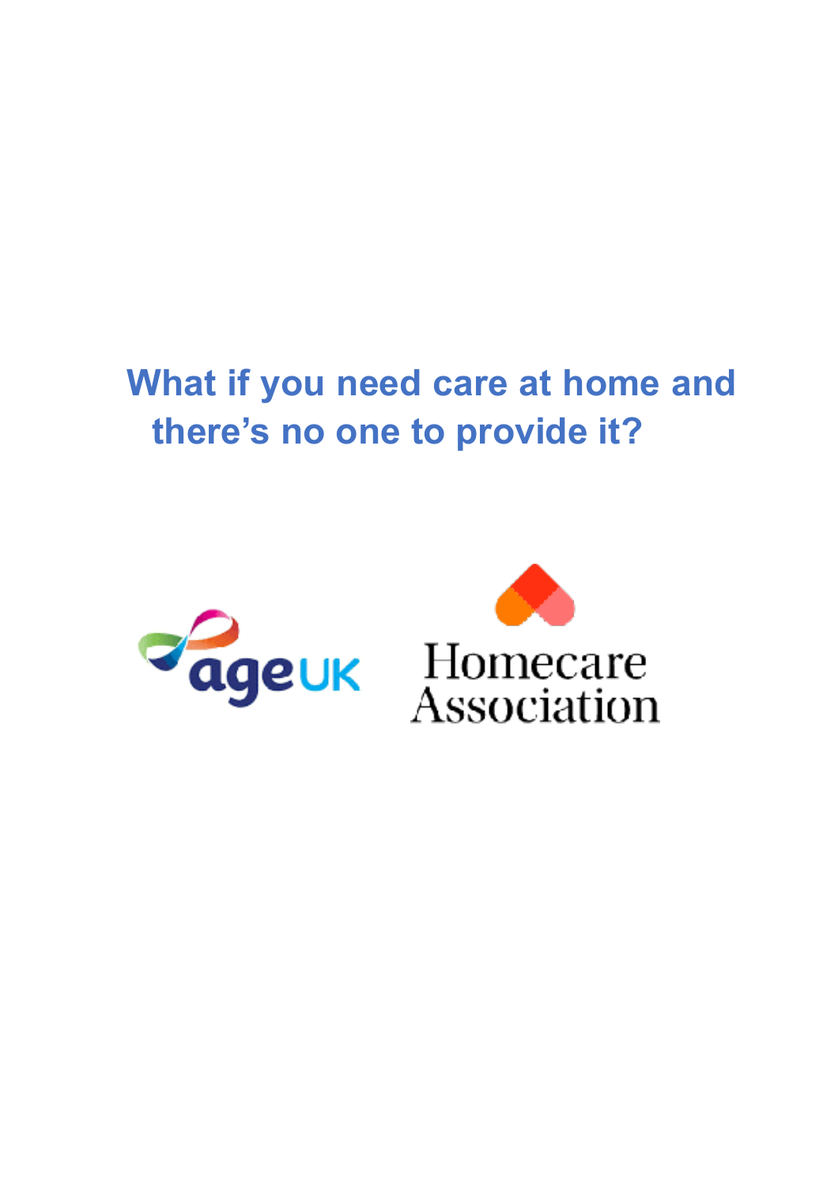# What if you need care at home and there's no one to provide it?

age UK

Homecare Association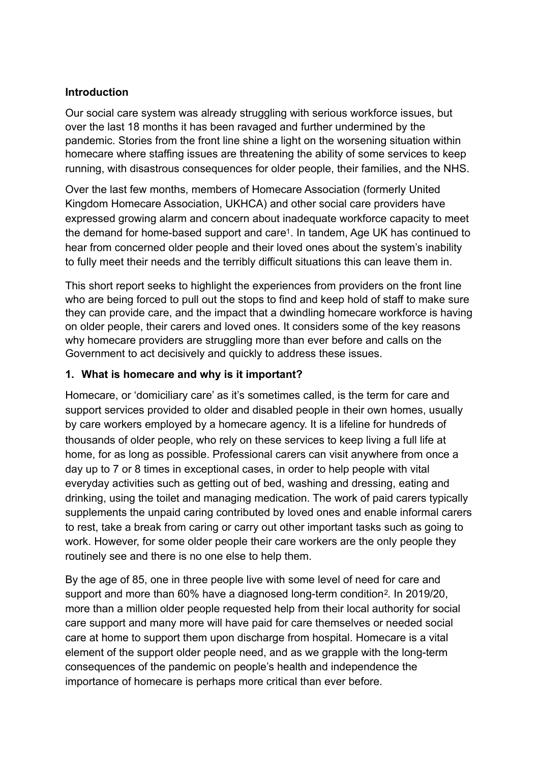## Introduction

Our social care system was already struggling with serious workforce issues, but over the last 18 months it has been ravaged and further undermined by the pandemic. Stories from the front line shine a light on the worsening situation within homecare where staffing issues are threatening the ability of some services to keep running, with disastrous consequences for older people, their families, and the NHS.

Over the last few months, members of Homecare Association (formerly United Kingdom Homecare Association, UKHCA) and other social care providers have expressed growing alarm and concern about inadequate workforce capacity to meet the demand for home-based support and care[1]. In tandem, Age UK has continued to hear from concerned older people and their loved ones about the system's inability to fully meet their needs and the terribly difficult situations this can leave them in.

This short report seeks to highlight the experiences from providers on the front line who are being forced to pull out the stops to find and keep hold of staff to make sure they can provide care, and the impact that a dwindling homecare workforce is having on older people, their carers and loved ones. It considers some of the key reasons why homecare providers are struggling more than ever before and calls on the Government to act decisively and quickly to address these issues.

## 1. What is homecare and why is it important?

Homecare, or 'domiciliary care' as it's sometimes called, is the term for care and support services provided to older and disabled people in their own homes, usually by care workers employed by a homecare agency. It is a lifeline for hundreds of thousands of older people, who rely on these services to keep living a full life at home, for as long as possible. Professional carers can visit anywhere from once a day up to 7 or 8 times in exceptional cases, in order to help people with vital everyday activities such as getting out of bed, washing and dressing, eating and drinking, using the toilet and managing medication. The work of paid carers typically supplements the unpaid caring contributed by loved ones and enable informal carers to rest, take a break from caring or carry out other important tasks such as going to work. However, for some older people their care workers are the only people they routinely see and there is no one else to help them.

By the age of 85, one in three people live with some level of need for care and support and more than 60% have a diagnosed long-term condition[2]. In 2019/20, more than a million older people requested help from their local authority for social care support and many more will have paid for care themselves or needed social care at home to support them upon discharge from hospital. Homecare is a vital element of the support older people need, and as we grapple with the long-term consequences of the pandemic on people's health and independence the importance of homecare is perhaps more critical than ever before.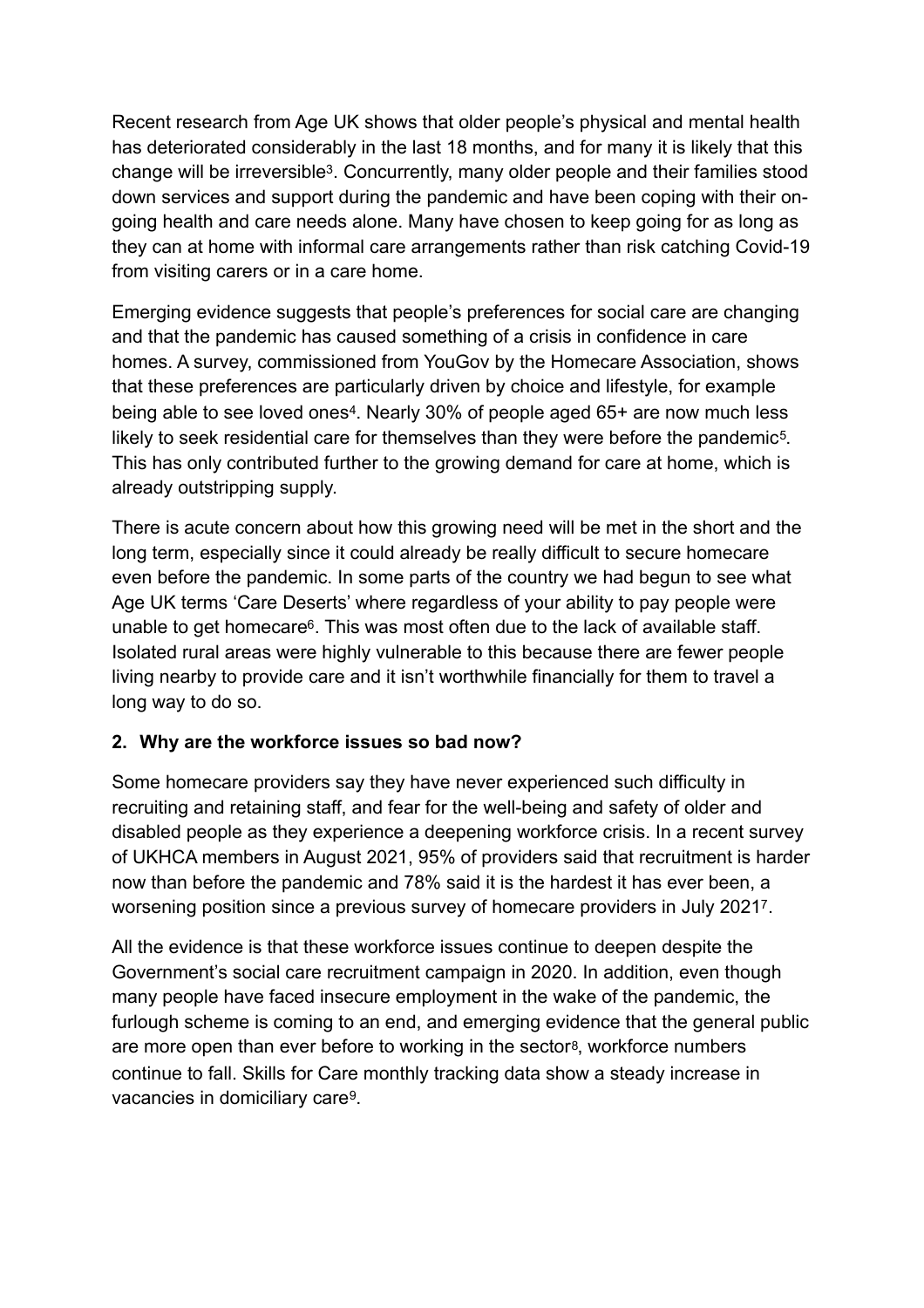Recent research from Age UK shows that older people's physical and mental health has deteriorated considerably in the last 18 months, and for many it is likely that this change will be irreversible[3]. Concurrently, many older people and their families stood down services and support during the pandemic and have been coping with their on-going health and care needs alone. Many have chosen to keep going for as long as they can at home with informal care arrangements rather than risk catching Covid-19 from visiting carers or in a care home.

Emerging evidence suggests that people's preferences for social care are changing and that the pandemic has caused something of a crisis in confidence in care homes. A survey, commissioned from YouGov by the Homecare Association, shows that these preferences are particularly driven by choice and lifestyle, for example being able to see loved ones[4]. Nearly 30% of people aged 65+ are now much less likely to seek residential care for themselves than they were before the pandemic[5]. This has only contributed further to the growing demand for care at home, which is already outstripping supply.

There is acute concern about how this growing need will be met in the short and the long term, especially since it could already be really difficult to secure homecare even before the pandemic. In some parts of the country we had begun to see what Age UK terms 'Care Deserts' where regardless of your ability to pay people were unable to get homecare[6]. This was most often due to the lack of available staff. Isolated rural areas were highly vulnerable to this because there are fewer people living nearby to provide care and it isn't worthwhile financially for them to travel a long way to do so.

## 2. Why are the workforce issues so bad now?

Some homecare providers say they have never experienced such difficulty in recruiting and retaining staff, and fear for the well-being and safety of older and disabled people as they experience a deepening workforce crisis. In a recent survey of UKHCA members in August 2021, 95% of providers said that recruitment is harder now than before the pandemic and 78% said it is the hardest it has ever been, a worsening position since a previous survey of homecare providers in July 2021[7].

All the evidence is that these workforce issues continue to deepen despite the Government's social care recruitment campaign in 2020. In addition, even though many people have faced insecure employment in the wake of the pandemic, the furlough scheme is coming to an end, and emerging evidence that the general public are more open than ever before to working in the sector[8], workforce numbers continue to fall. Skills for Care monthly tracking data show a steady increase in vacancies in domiciliary care[9].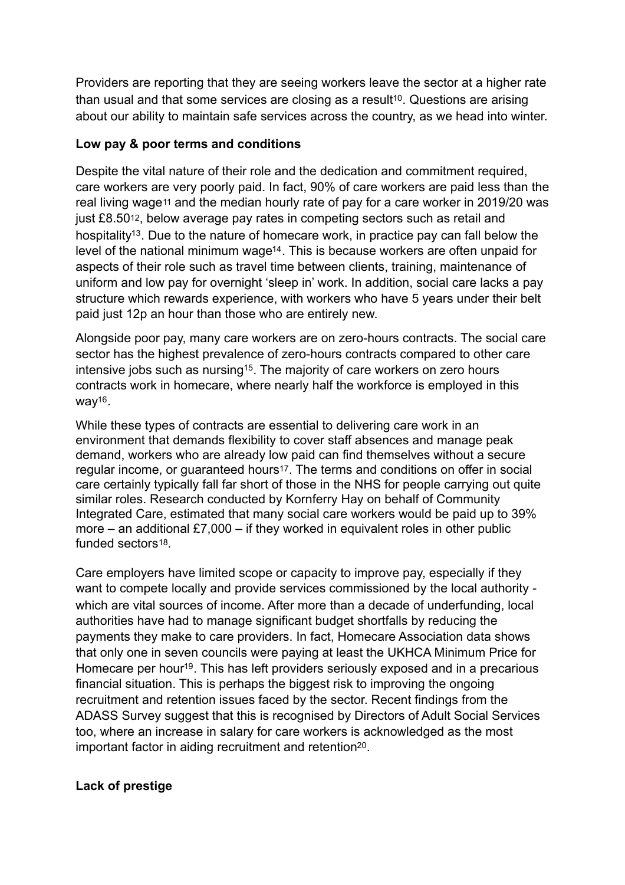Providers are reporting that they are seeing workers leave the sector at a higher rate than usual and that some services are closing as a result[10]. Questions are arising about our ability to maintain safe services across the country, as we head into winter.

**Low pay & poor terms and conditions**

Despite the vital nature of their role and the dedication and commitment required, care workers are very poorly paid. In fact, 90% of care workers are paid less than the real living wage[11] and the median hourly rate of pay for a care worker in 2019/20 was just £8.50[12], below average pay rates in competing sectors such as retail and hospitality[13]. Due to the nature of homecare work, in practice pay can fall below the level of the national minimum wage[14]. This is because workers are often unpaid for aspects of their role such as travel time between clients, training, maintenance of uniform and low pay for overnight 'sleep in' work. In addition, social care lacks a pay structure which rewards experience, with workers who have 5 years under their belt paid just 12p an hour than those who are entirely new.

Alongside poor pay, many care workers are on zero-hours contracts. The social care sector has the highest prevalence of zero-hours contracts compared to other care intensive jobs such as nursing[15]. The majority of care workers on zero hours contracts work in homecare, where nearly half the workforce is employed in this way[16].

While these types of contracts are essential to delivering care work in an environment that demands flexibility to cover staff absences and manage peak demand, workers who are already low paid can find themselves without a secure regular income, or guaranteed hours[17]. The terms and conditions on offer in social care certainly typically fall far short of those in the NHS for people carrying out quite similar roles. Research conducted by Kornferry Hay on behalf of Community Integrated Care, estimated that many social care workers would be paid up to 39% more – an additional £7,000 – if they worked in equivalent roles in other public funded sectors[18].

Care employers have limited scope or capacity to improve pay, especially if they want to compete locally and provide services commissioned by the local authority - which are vital sources of income. After more than a decade of underfunding, local authorities have had to manage significant budget shortfalls by reducing the payments they make to care providers. In fact, Homecare Association data shows that only one in seven councils were paying at least the UKHCA Minimum Price for Homecare per hour[19]. This has left providers seriously exposed and in a precarious financial situation. This is perhaps the biggest risk to improving the ongoing recruitment and retention issues faced by the sector. Recent findings from the ADASS Survey suggest that this is recognised by Directors of Adult Social Services too, where an increase in salary for care workers is acknowledged as the most important factor in aiding recruitment and retention[20].

**Lack of prestige**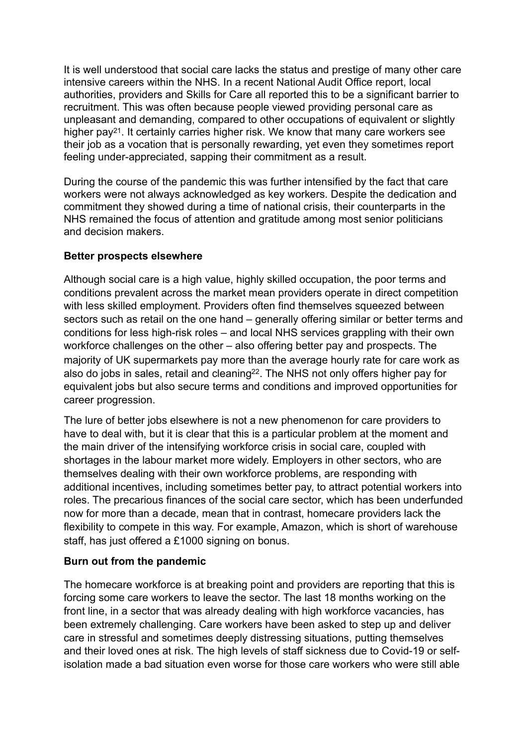It is well understood that social care lacks the status and prestige of many other care intensive careers within the NHS. In a recent National Audit Office report, local authorities, providers and Skills for Care all reported this to be a significant barrier to recruitment. This was often because people viewed providing personal care as unpleasant and demanding, compared to other occupations of equivalent or slightly higher pay[21]. It certainly carries higher risk. We know that many care workers see their job as a vocation that is personally rewarding, yet even they sometimes report feeling under-appreciated, sapping their commitment as a result.

During the course of the pandemic this was further intensified by the fact that care workers were not always acknowledged as key workers. Despite the dedication and commitment they showed during a time of national crisis, their counterparts in the NHS remained the focus of attention and gratitude among most senior politicians and decision makers.

**Better prospects elsewhere**

Although social care is a high value, highly skilled occupation, the poor terms and conditions prevalent across the market mean providers operate in direct competition with less skilled employment. Providers often find themselves squeezed between sectors such as retail on the one hand – generally offering similar or better terms and conditions for less high-risk roles – and local NHS services grappling with their own workforce challenges on the other – also offering better pay and prospects. The majority of UK supermarkets pay more than the average hourly rate for care work as also do jobs in sales, retail and cleaning[22]. The NHS not only offers higher pay for equivalent jobs but also secure terms and conditions and improved opportunities for career progression.

The lure of better jobs elsewhere is not a new phenomenon for care providers to have to deal with, but it is clear that this is a particular problem at the moment and the main driver of the intensifying workforce crisis in social care, coupled with shortages in the labour market more widely. Employers in other sectors, who are themselves dealing with their own workforce problems, are responding with additional incentives, including sometimes better pay, to attract potential workers into roles. The precarious finances of the social care sector, which has been underfunded now for more than a decade, mean that in contrast, homecare providers lack the flexibility to compete in this way. For example, Amazon, which is short of warehouse staff, has just offered a £1000 signing on bonus.

**Burn out from the pandemic**

The homecare workforce is at breaking point and providers are reporting that this is forcing some care workers to leave the sector. The last 18 months working on the front line, in a sector that was already dealing with high workforce vacancies, has been extremely challenging. Care workers have been asked to step up and deliver care in stressful and sometimes deeply distressing situations, putting themselves and their loved ones at risk. The high levels of staff sickness due to Covid-19 or self-isolation made a bad situation even worse for those care workers who were still able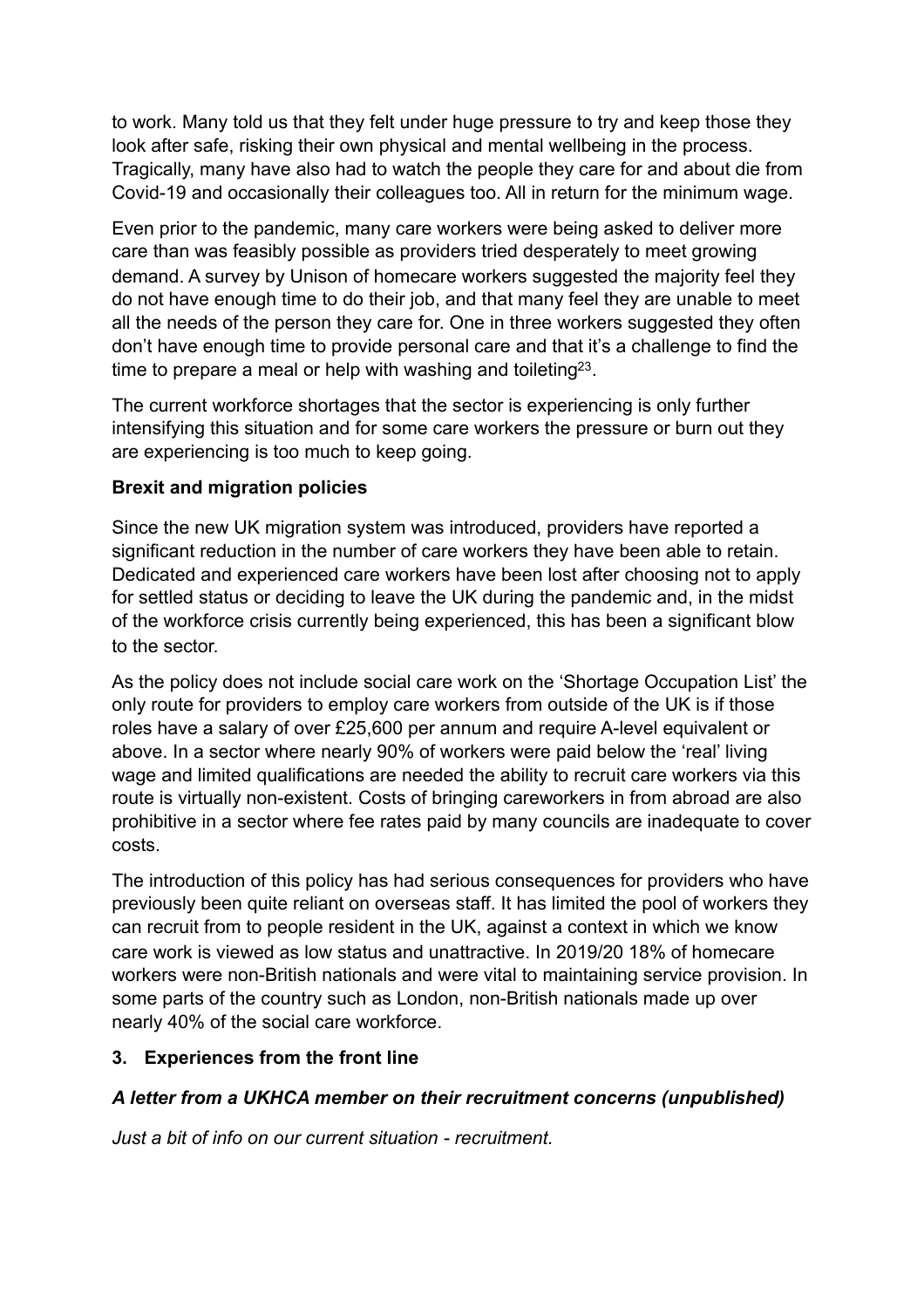to work. Many told us that they felt under huge pressure to try and keep those they look after safe, risking their own physical and mental wellbeing in the process. Tragically, many have also had to watch the people they care for and about die from Covid-19 and occasionally their colleagues too. All in return for the minimum wage.

Even prior to the pandemic, many care workers were being asked to deliver more care than was feasibly possible as providers tried desperately to meet growing demand. A survey by Unison of homecare workers suggested the majority feel they do not have enough time to do their job, and that many feel they are unable to meet all the needs of the person they care for. One in three workers suggested they often don't have enough time to provide personal care and that it's a challenge to find the time to prepare a meal or help with washing and toileting[23].

The current workforce shortages that the sector is experiencing is only further intensifying this situation and for some care workers the pressure or burn out they are experiencing is too much to keep going.

**Brexit and migration policies**

Since the new UK migration system was introduced, providers have reported a significant reduction in the number of care workers they have been able to retain. Dedicated and experienced care workers have been lost after choosing not to apply for settled status or deciding to leave the UK during the pandemic and, in the midst of the workforce crisis currently being experienced, this has been a significant blow to the sector.

As the policy does not include social care work on the 'Shortage Occupation List' the only route for providers to employ care workers from outside of the UK is if those roles have a salary of over £25,600 per annum and require A-level equivalent or above. In a sector where nearly 90% of workers were paid below the 'real' living wage and limited qualifications are needed the ability to recruit care workers via this route is virtually non-existent. Costs of bringing careworkers in from abroad are also prohibitive in a sector where fee rates paid by many councils are inadequate to cover costs.

The introduction of this policy has had serious consequences for providers who have previously been quite reliant on overseas staff. It has limited the pool of workers they can recruit from to people resident in the UK, against a context in which we know care work is viewed as low status and unattractive. In 2019/20 18% of homecare workers were non-British nationals and were vital to maintaining service provision. In some parts of the country such as London, non-British nationals made up over nearly 40% of the social care workforce.

## 3. Experiences from the front line

***A letter from a UKHCA member on their recruitment concerns (unpublished)***

*Just a bit of info on our current situation - recruitment.*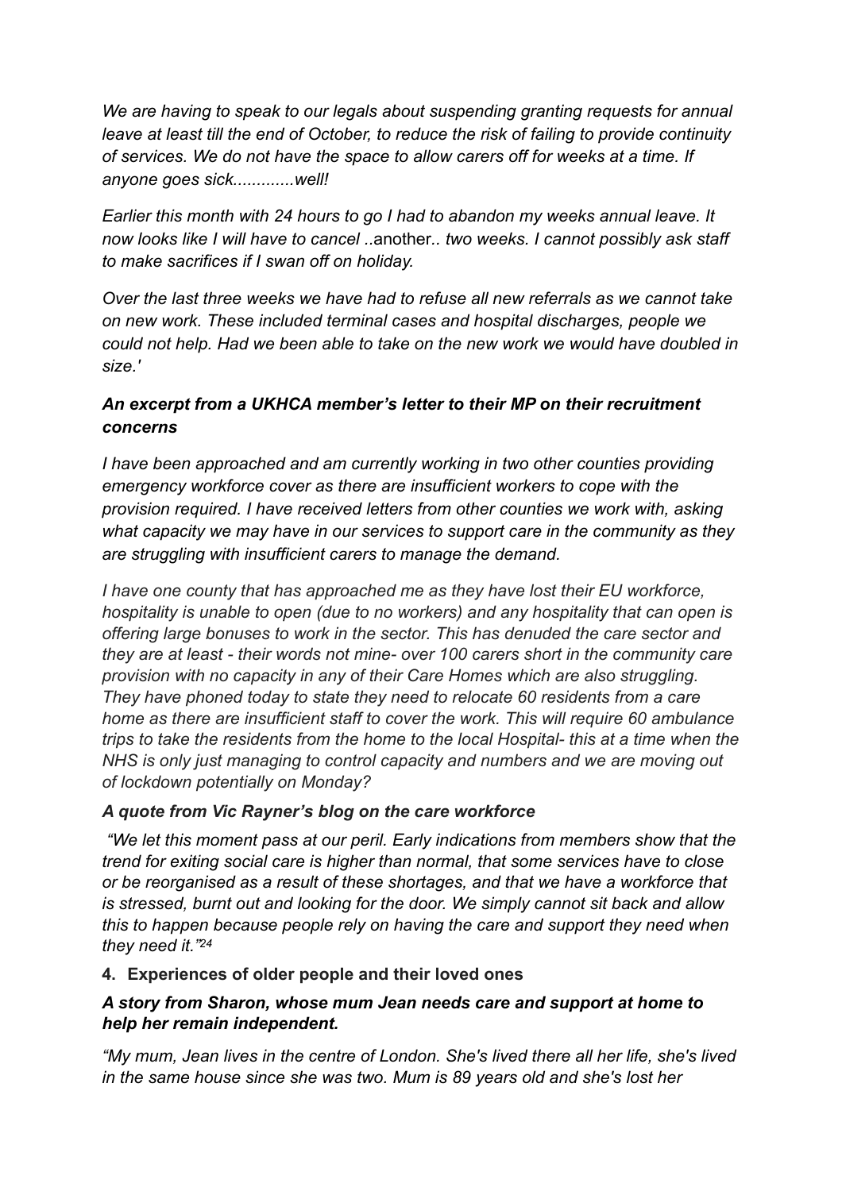*We are having to speak to our legals about suspending granting requests for annual leave at least till the end of October, to reduce the risk of failing to provide continuity of services. We do not have the space to allow carers off for weeks at a time. If anyone goes sick............well!*

*Earlier this month with 24 hours to go I had to abandon my weeks annual leave. It now looks like I will have to cancel ..*another*.. two weeks. I cannot possibly ask staff to make sacrifices if I swan off on holiday.*

*Over the last three weeks we have had to refuse all new referrals as we cannot take on new work. These included terminal cases and hospital discharges, people we could not help. Had we been able to take on the new work we would have doubled in size.'*

***An excerpt from a UKHCA member's letter to their MP on their recruitment concerns***

*I have been approached and am currently working in two other counties providing emergency workforce cover as there are insufficient workers to cope with the provision required. I have received letters from other counties we work with, asking what capacity we may have in our services to support care in the community as they are struggling with insufficient carers to manage the demand.*

*I have one county that has approached me as they have lost their EU workforce, hospitality is unable to open (due to no workers) and any hospitality that can open is offering large bonuses to work in the sector. This has denuded the care sector and they are at least - their words not mine- over 100 carers short in the community care provision with no capacity in any of their Care Homes which are also struggling. They have phoned today to state they need to relocate 60 residents from a care home as there are insufficient staff to cover the work. This will require 60 ambulance trips to take the residents from the home to the local Hospital- this at a time when the NHS is only just managing to control capacity and numbers and we are moving out of lockdown potentially on Monday?*

***A quote from Vic Rayner's blog on the care workforce***

*"We let this moment pass at our peril. Early indications from members show that the trend for exiting social care is higher than normal, that some services have to close or be reorganised as a result of these shortages, and that we have a workforce that is stressed, burnt out and looking for the door. We simply cannot sit back and allow this to happen because people rely on having the care and support they need when they need it."*[24]

## 4. Experiences of older people and their loved ones

***A story from Sharon, whose mum Jean needs care and support at home to help her remain independent.***

*"My mum, Jean lives in the centre of London. She's lived there all her life, she's lived in the same house since she was two. Mum is 89 years old and she's lost her*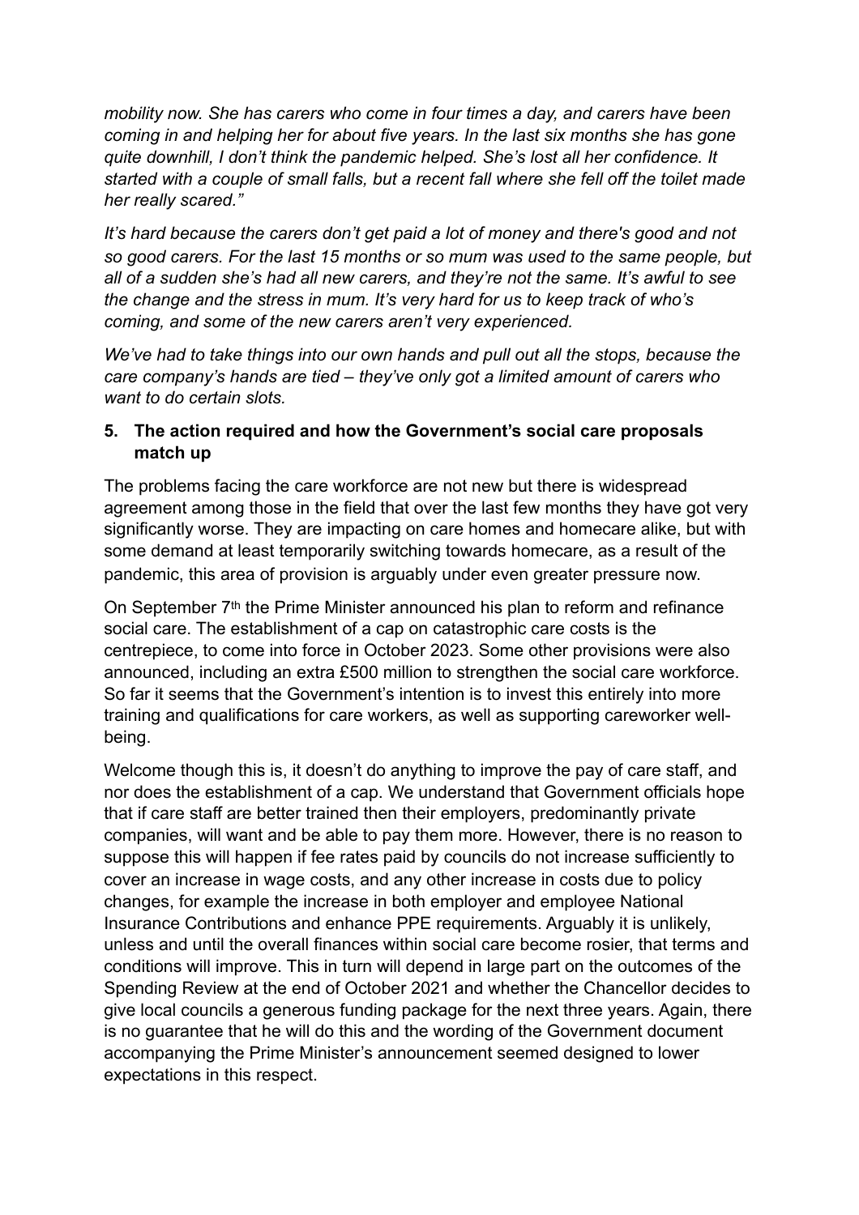*mobility now. She has carers who come in four times a day, and carers have been coming in and helping her for about five years. In the last six months she has gone quite downhill, I don't think the pandemic helped. She's lost all her confidence. It started with a couple of small falls, but a recent fall where she fell off the toilet made her really scared."*

*It's hard because the carers don't get paid a lot of money and there's good and not so good carers. For the last 15 months or so mum was used to the same people, but all of a sudden she's had all new carers, and they're not the same. It's awful to see the change and the stress in mum. It's very hard for us to keep track of who's coming, and some of the new carers aren't very experienced.*

*We've had to take things into our own hands and pull out all the stops, because the care company's hands are tied – they've only got a limited amount of carers who want to do certain slots.*

## 5. The action required and how the Government's social care proposals match up

The problems facing the care workforce are not new but there is widespread agreement among those in the field that over the last few months they have got very significantly worse. They are impacting on care homes and homecare alike, but with some demand at least temporarily switching towards homecare, as a result of the pandemic, this area of provision is arguably under even greater pressure now.

On September 7th the Prime Minister announced his plan to reform and refinance social care. The establishment of a cap on catastrophic care costs is the centrepiece, to come into force in October 2023. Some other provisions were also announced, including an extra £500 million to strengthen the social care workforce. So far it seems that the Government's intention is to invest this entirely into more training and qualifications for care workers, as well as supporting careworker well-being.

Welcome though this is, it doesn't do anything to improve the pay of care staff, and nor does the establishment of a cap. We understand that Government officials hope that if care staff are better trained then their employers, predominantly private companies, will want and be able to pay them more. However, there is no reason to suppose this will happen if fee rates paid by councils do not increase sufficiently to cover an increase in wage costs, and any other increase in costs due to policy changes, for example the increase in both employer and employee National Insurance Contributions and enhance PPE requirements. Arguably it is unlikely, unless and until the overall finances within social care become rosier, that terms and conditions will improve. This in turn will depend in large part on the outcomes of the Spending Review at the end of October 2021 and whether the Chancellor decides to give local councils a generous funding package for the next three years. Again, there is no guarantee that he will do this and the wording of the Government document accompanying the Prime Minister's announcement seemed designed to lower expectations in this respect.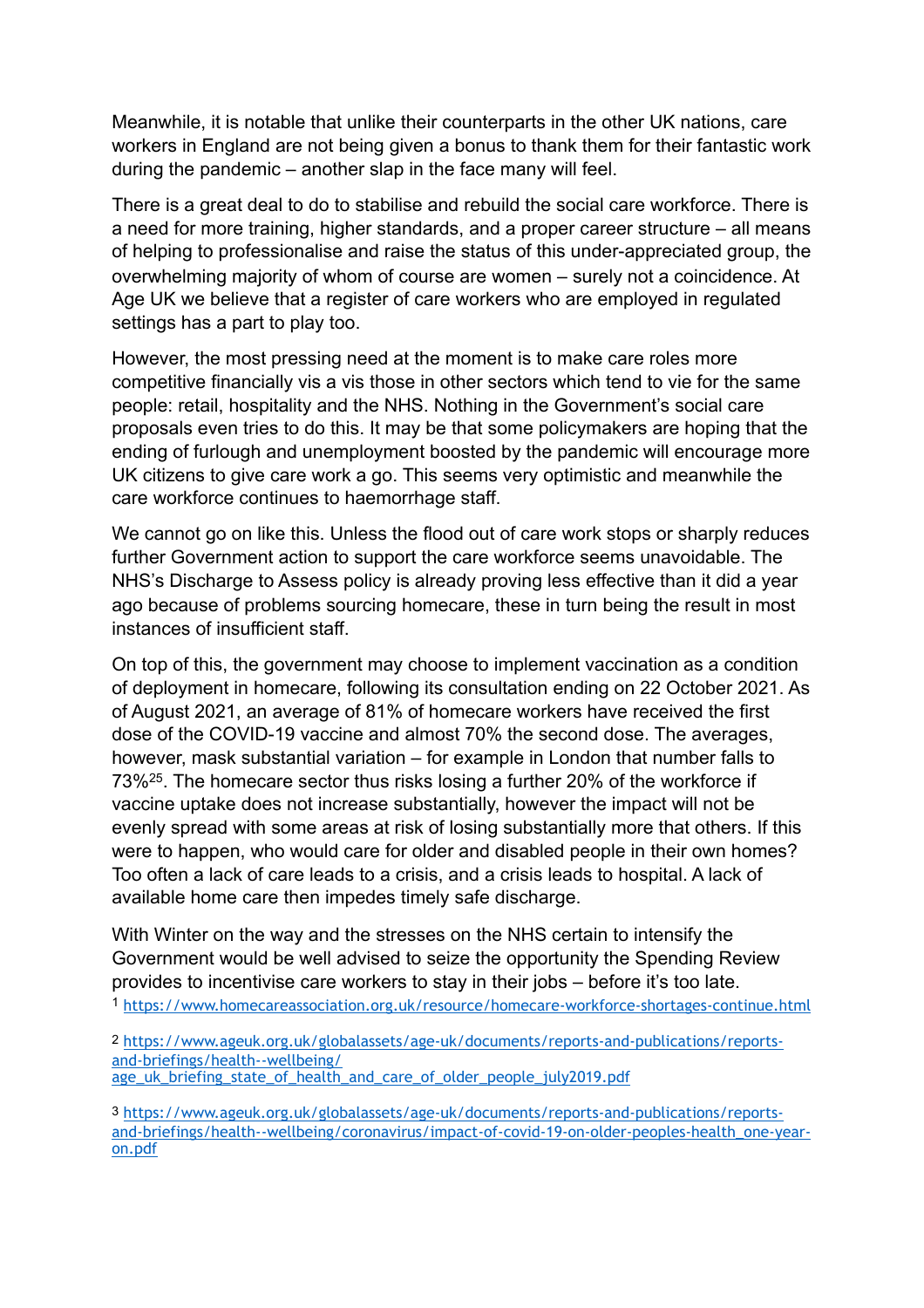Meanwhile, it is notable that unlike their counterparts in the other UK nations, care workers in England are not being given a bonus to thank them for their fantastic work during the pandemic – another slap in the face many will feel.

There is a great deal to do to stabilise and rebuild the social care workforce. There is a need for more training, higher standards, and a proper career structure – all means of helping to professionalise and raise the status of this under-appreciated group, the overwhelming majority of whom of course are women – surely not a coincidence. At Age UK we believe that a register of care workers who are employed in regulated settings has a part to play too.

However, the most pressing need at the moment is to make care roles more competitive financially vis a vis those in other sectors which tend to vie for the same people: retail, hospitality and the NHS. Nothing in the Government's social care proposals even tries to do this. It may be that some policymakers are hoping that the ending of furlough and unemployment boosted by the pandemic will encourage more UK citizens to give care work a go. This seems very optimistic and meanwhile the care workforce continues to haemorrhage staff.

We cannot go on like this. Unless the flood out of care work stops or sharply reduces further Government action to support the care workforce seems unavoidable. The NHS's Discharge to Assess policy is already proving less effective than it did a year ago because of problems sourcing homecare, these in turn being the result in most instances of insufficient staff.

On top of this, the government may choose to implement vaccination as a condition of deployment in homecare, following its consultation ending on 22 October 2021. As of August 2021, an average of 81% of homecare workers have received the first dose of the COVID-19 vaccine and almost 70% the second dose. The averages, however, mask substantial variation – for example in London that number falls to 73%[25]. The homecare sector thus risks losing a further 20% of the workforce if vaccine uptake does not increase substantially, however the impact will not be evenly spread with some areas at risk of losing substantially more that others. If this were to happen, who would care for older and disabled people in their own homes? Too often a lack of care leads to a crisis, and a crisis leads to hospital. A lack of available home care then impedes timely safe discharge.

With Winter on the way and the stresses on the NHS certain to intensify the Government would be well advised to seize the opportunity the Spending Review provides to incentivise care workers to stay in their jobs – before it's too late.

[1] https://www.homecareassociation.org.uk/resource/homecare-workforce-shortages-continue.html

[2] https://www.ageuk.org.uk/globalassets/age-uk/documents/reports-and-publications/reports-and-briefings/health--wellbeing/age_uk_briefing_state_of_health_and_care_of_older_people_july2019.pdf

[3] https://www.ageuk.org.uk/globalassets/age-uk/documents/reports-and-publications/reports-and-briefings/health--wellbeing/coronavirus/impact-of-covid-19-on-older-peoples-health_one-year-on.pdf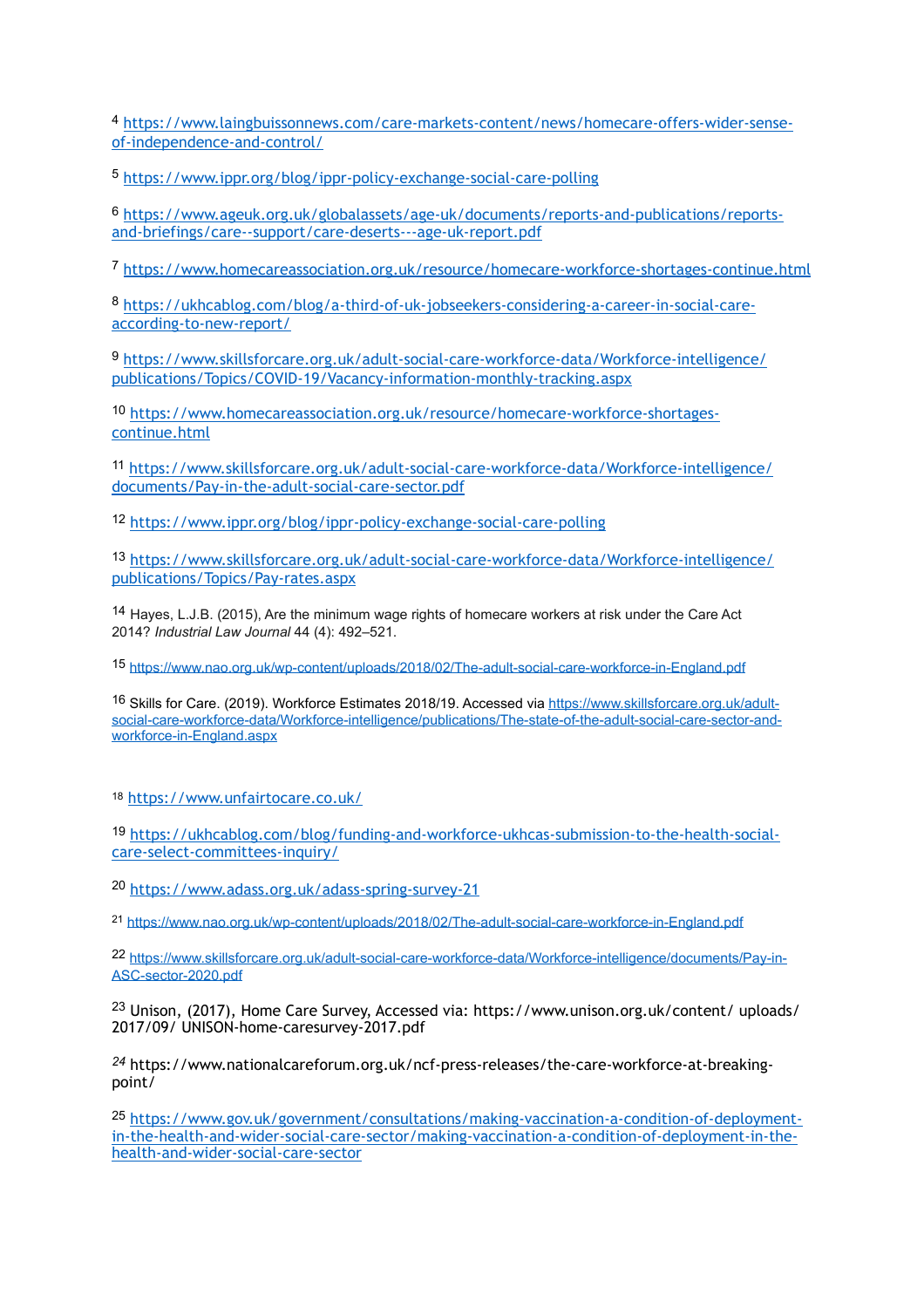[4] https://www.laingbuissonnews.com/care-markets-content/news/homecare-offers-wider-sense-of-independence-and-control/

[5] https://www.ippr.org/blog/ippr-policy-exchange-social-care-polling

[6] https://www.ageuk.org.uk/globalassets/age-uk/documents/reports-and-publications/reports-and-briefings/care--support/care-deserts---age-uk-report.pdf

[7] https://www.homecareassociation.org.uk/resource/homecare-workforce-shortages-continue.html

[8] https://ukhcablog.com/blog/a-third-of-uk-jobseekers-considering-a-career-in-social-care-according-to-new-report/

[9] https://www.skillsforcare.org.uk/adult-social-care-workforce-data/Workforce-intelligence/publications/Topics/COVID-19/Vacancy-information-monthly-tracking.aspx

[10] https://www.homecareassociation.org.uk/resource/homecare-workforce-shortages-continue.html

[11] https://www.skillsforcare.org.uk/adult-social-care-workforce-data/Workforce-intelligence/documents/Pay-in-the-adult-social-care-sector.pdf

[12] https://www.ippr.org/blog/ippr-policy-exchange-social-care-polling

[13] https://www.skillsforcare.org.uk/adult-social-care-workforce-data/Workforce-intelligence/publications/Topics/Pay-rates.aspx

[14] Hayes, L.J.B. (2015), Are the minimum wage rights of homecare workers at risk under the Care Act 2014? *Industrial Law Journal* 44 (4): 492–521.

[15] https://www.nao.org.uk/wp-content/uploads/2018/02/The-adult-social-care-workforce-in-England.pdf

[16] Skills for Care. (2019). Workforce Estimates 2018/19. Accessed via https://www.skillsforcare.org.uk/adult-social-care-workforce-data/Workforce-intelligence/publications/The-state-of-the-adult-social-care-sector-and-workforce-in-England.aspx

[18] https://www.unfairtocare.co.uk/

[19] https://ukhcablog.com/blog/funding-and-workforce-ukhcas-submission-to-the-health-social-care-select-committees-inquiry/

[20] https://www.adass.org.uk/adass-spring-survey-21

[21] https://www.nao.org.uk/wp-content/uploads/2018/02/The-adult-social-care-workforce-in-England.pdf

[22] https://www.skillsforcare.org.uk/adult-social-care-workforce-data/Workforce-intelligence/documents/Pay-in-ASC-sector-2020.pdf

[23] Unison, (2017), Home Care Survey, Accessed via: https://www.unison.org.uk/content/ uploads/ 2017/09/ UNISON-home-caresurvey-2017.pdf

[24] https://www.nationalcareforum.org.uk/ncf-press-releases/the-care-workforce-at-breaking-point/

[25] https://www.gov.uk/government/consultations/making-vaccination-a-condition-of-deployment-in-the-health-and-wider-social-care-sector/making-vaccination-a-condition-of-deployment-in-the-health-and-wider-social-care-sector